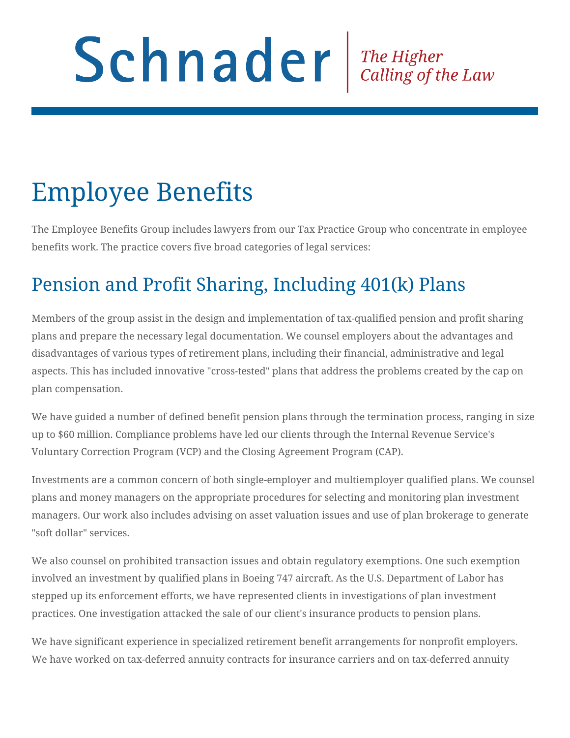Schnader | *The Higher Calling of the Law*

# Employee Benefits

The Employee Benefits Group includes lawyers from our Tax Practice Group who concentrate in employee benefits work. The practice covers five broad categories of legal services:

## Pension and Profit Sharing, Including 401(k) Plans

Members of the group assist in the design and implementation of tax-qualified pension and profit sharing plans and prepare the necessary legal documentation. We counsel employers about the advantages and disadvantages of various types of retirement plans, including their financial, administrative and legal aspects. This has included innovative "cross-tested" plans that address the problems created by the cap on plan compensation.

We have guided a number of defined benefit pension plans through the termination process, ranging in size up to $60 million. Compliance problems have led our clients through the Internal Revenue Service's Voluntary Correction Program (VCP) and the Closing Agreement Program (CAP).

Investments are a common concern of both single-employer and multiemployer qualified plans. We counsel plans and money managers on the appropriate procedures for selecting and monitoring plan investment managers. Our work also includes advising on asset valuation issues and use of plan brokerage to generate "soft dollar" services.

We also counsel on prohibited transaction issues and obtain regulatory exemptions. One such exemption involved an investment by qualified plans in Boeing 747 aircraft. As the U.S. Department of Labor has stepped up its enforcement efforts, we have represented clients in investigations of plan investment practices. One investigation attacked the sale of our client's insurance products to pension plans.

We have significant experience in specialized retirement benefit arrangements for nonprofit employers. We have worked on tax-deferred annuity contracts for insurance carriers and on tax-deferred annuity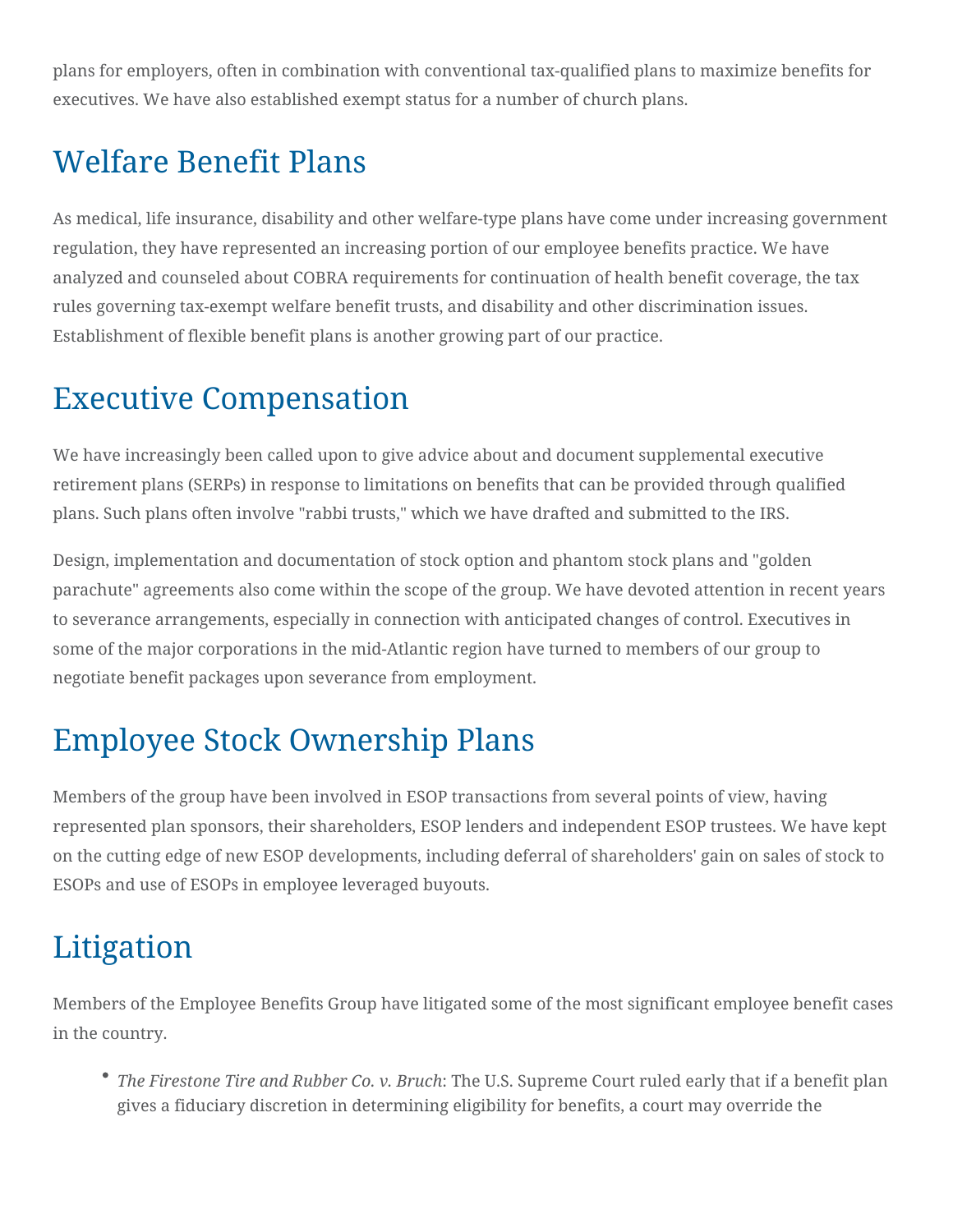plans for employers, often in combination with conventional tax-qualified plans to maximize benefits for executives. We have also established exempt status for a number of church plans.

## Welfare Benefit Plans

As medical, life insurance, disability and other welfare-type plans have come under increasing government regulation, they have represented an increasing portion of our employee benefits practice. We have analyzed and counseled about COBRA requirements for continuation of health benefit coverage, the tax rules governing tax-exempt welfare benefit trusts, and disability and other discrimination issues. Establishment of flexible benefit plans is another growing part of our practice.

## Executive Compensation

We have increasingly been called upon to give advice about and document supplemental executive retirement plans (SERPs) in response to limitations on benefits that can be provided through qualified plans. Such plans often involve "rabbi trusts," which we have drafted and submitted to the IRS.

Design, implementation and documentation of stock option and phantom stock plans and "golden parachute" agreements also come within the scope of the group. We have devoted attention in recent years to severance arrangements, especially in connection with anticipated changes of control. Executives in some of the major corporations in the mid-Atlantic region have turned to members of our group to negotiate benefit packages upon severance from employment.

## Employee Stock Ownership Plans

Members of the group have been involved in ESOP transactions from several points of view, having represented plan sponsors, their shareholders, ESOP lenders and independent ESOP trustees. We have kept on the cutting edge of new ESOP developments, including deferral of shareholders' gain on sales of stock to ESOPs and use of ESOPs in employee leveraged buyouts.

## Litigation

Members of the Employee Benefits Group have litigated some of the most significant employee benefit cases in the country.

- *The Firestone Tire and Rubber Co. v. Bruch*: The U.S. Supreme Court ruled early that if a benefit plan gives a fiduciary discretion in determining eligibility for benefits, a court may override the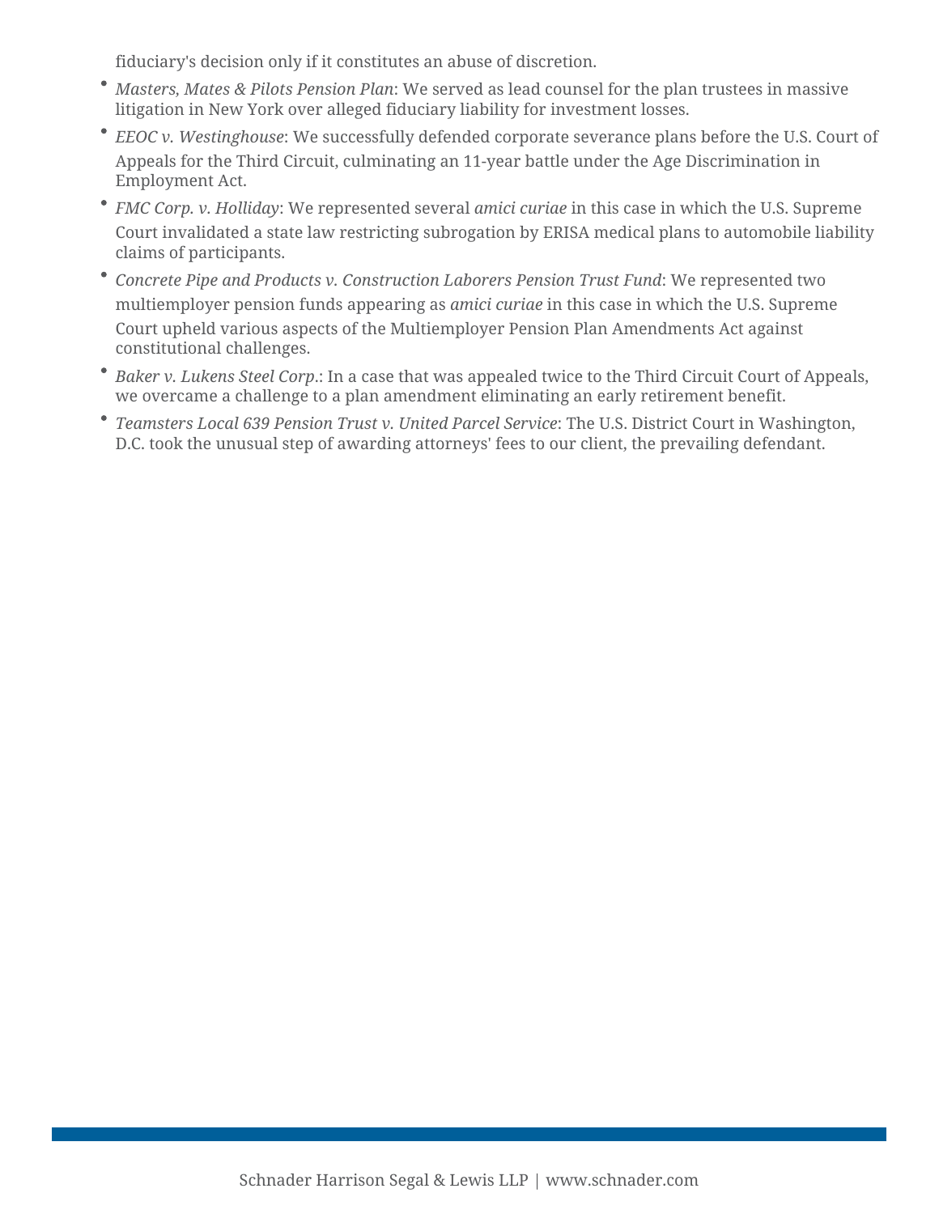fiduciary's decision only if it constitutes an abuse of discretion.

- *Masters, Mates & Pilots Pension Plan*: We served as lead counsel for the plan trustees in massive litigation in New York over alleged fiduciary liability for investment losses.
- *EEOC v. Westinghouse*: We successfully defended corporate severance plans before the U.S. Court of Appeals for the Third Circuit, culminating an 11-year battle under the Age Discrimination in Employment Act.
- *FMC Corp. v. Holliday*: We represented several *amici curiae* in this case in which the U.S. Supreme Court invalidated a state law restricting subrogation by ERISA medical plans to automobile liability claims of participants.
- *Concrete Pipe and Products v. Construction Laborers Pension Trust Fund*: We represented two multiemployer pension funds appearing as *amici curiae* in this case in which the U.S. Supreme Court upheld various aspects of the Multiemployer Pension Plan Amendments Act against constitutional challenges.
- *Baker v. Lukens Steel Corp.*: In a case that was appealed twice to the Third Circuit Court of Appeals, we overcame a challenge to a plan amendment eliminating an early retirement benefit.
- *Teamsters Local 639 Pension Trust v. United Parcel Service*: The U.S. District Court in Washington, D.C. took the unusual step of awarding attorneys' fees to our client, the prevailing defendant.